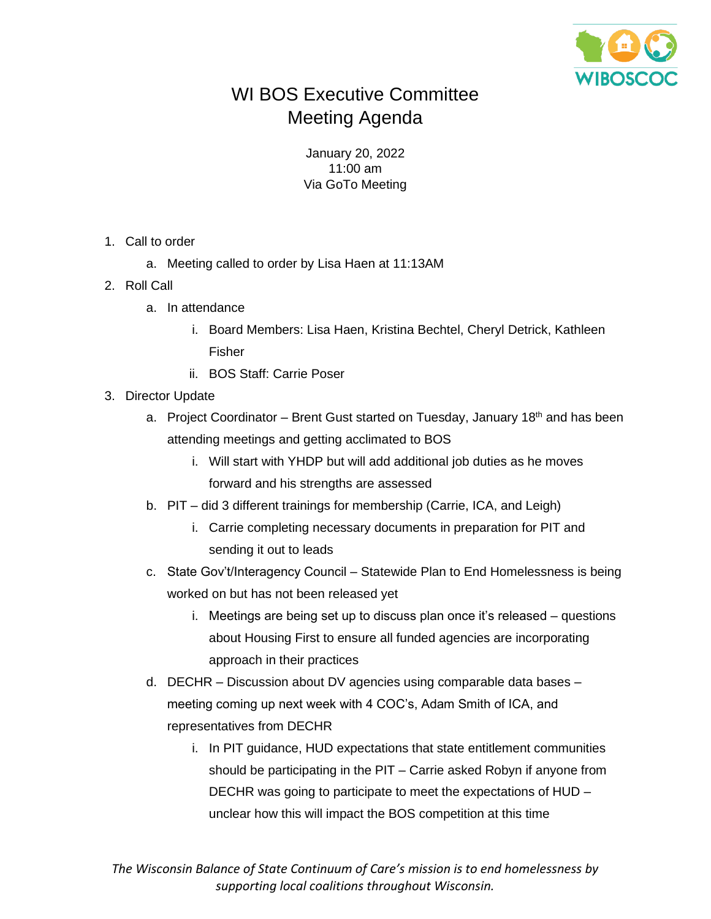# WI BOS Executive Committee Meeting Agenda

January 20, 2022
11:00 am
Via GoTo Meeting

1. Call to order
   a. Meeting called to order by Lisa Haen at 11:13AM
2. Roll Call
   a. In attendance
      i. Board Members: Lisa Haen, Kristina Bechtel, Cheryl Detrick, Kathleen Fisher
      ii. BOS Staff: Carrie Poser
3. Director Update
   a. Project Coordinator – Brent Gust started on Tuesday, January 18th and has been attending meetings and getting acclimated to BOS
      i. Will start with YHDP but will add additional job duties as he moves forward and his strengths are assessed
   b. PIT – did 3 different trainings for membership (Carrie, ICA, and Leigh)
      i. Carrie completing necessary documents in preparation for PIT and sending it out to leads
   c. State Gov't/Interagency Council – Statewide Plan to End Homelessness is being worked on but has not been released yet
      i. Meetings are being set up to discuss plan once it's released – questions about Housing First to ensure all funded agencies are incorporating approach in their practices
   d. DECHR – Discussion about DV agencies using comparable data bases – meeting coming up next week with 4 COC's, Adam Smith of ICA, and representatives from DECHR
      i. In PIT guidance, HUD expectations that state entitlement communities should be participating in the PIT – Carrie asked Robyn if anyone from DECHR was going to participate to meet the expectations of HUD – unclear how this will impact the BOS competition at this time

*The Wisconsin Balance of State Continuum of Care's mission is to end homelessness by supporting local coalitions throughout Wisconsin.*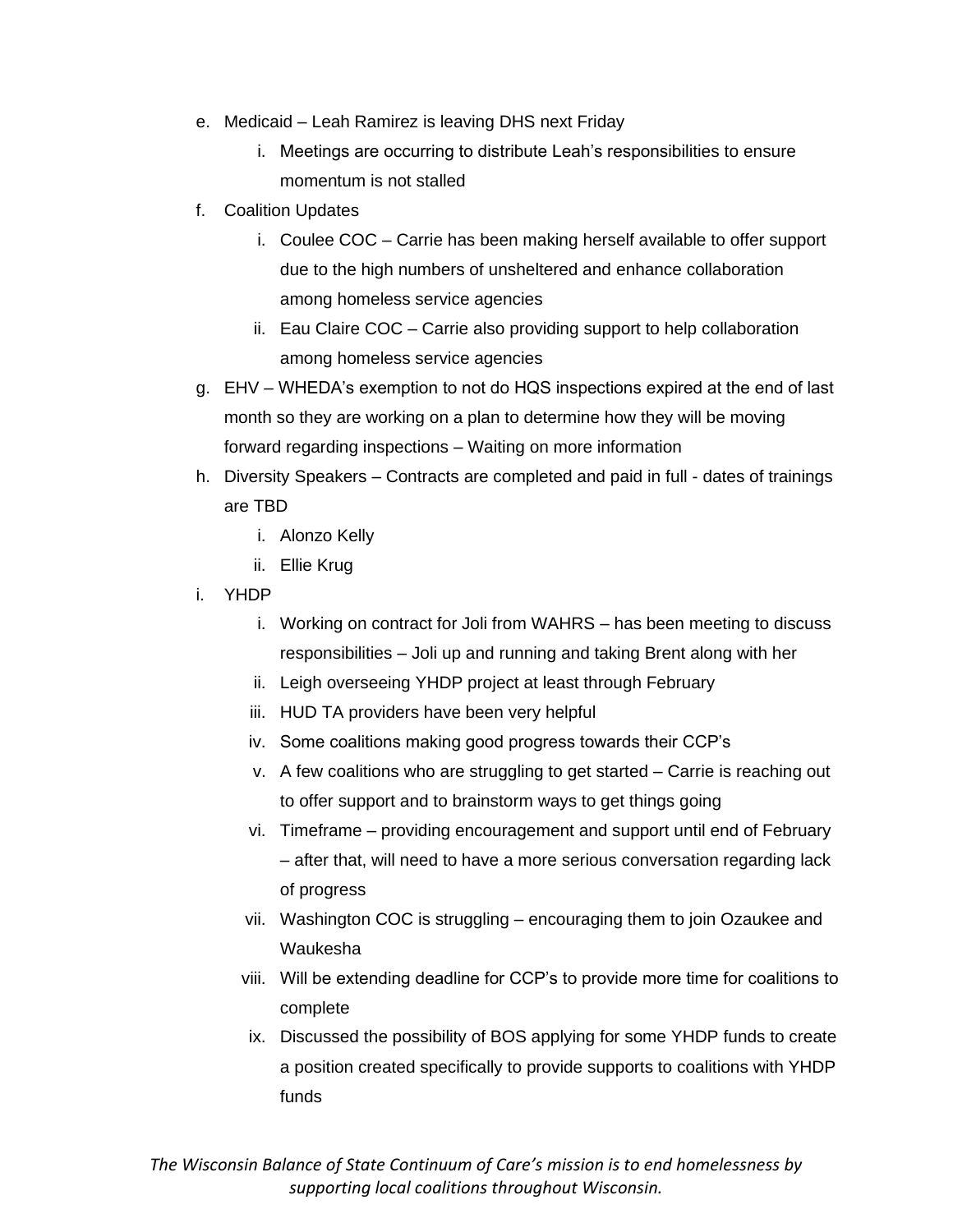e. Medicaid – Leah Ramirez is leaving DHS next Friday
    i. Meetings are occurring to distribute Leah's responsibilities to ensure momentum is not stalled

f. Coalition Updates
    i. Coulee COC – Carrie has been making herself available to offer support due to the high numbers of unsheltered and enhance collaboration among homeless service agencies
    ii. Eau Claire COC – Carrie also providing support to help collaboration among homeless service agencies

g. EHV – WHEDA's exemption to not do HQS inspections expired at the end of last month so they are working on a plan to determine how they will be moving forward regarding inspections – Waiting on more information

h. Diversity Speakers – Contracts are completed and paid in full - dates of trainings are TBD
    i. Alonzo Kelly
    ii. Ellie Krug

i. YHDP
    i. Working on contract for Joli from WAHRS – has been meeting to discuss responsibilities – Joli up and running and taking Brent along with her
    ii. Leigh overseeing YHDP project at least through February
    iii. HUD TA providers have been very helpful
    iv. Some coalitions making good progress towards their CCP's
    v. A few coalitions who are struggling to get started – Carrie is reaching out to offer support and to brainstorm ways to get things going
    vi. Timeframe – providing encouragement and support until end of February – after that, will need to have a more serious conversation regarding lack of progress
    vii. Washington COC is struggling – encouraging them to join Ozaukee and Waukesha
    viii. Will be extending deadline for CCP's to provide more time for coalitions to complete
    ix. Discussed the possibility of BOS applying for some YHDP funds to create a position created specifically to provide supports to coalitions with YHDP funds

*The Wisconsin Balance of State Continuum of Care's mission is to end homelessness by supporting local coalitions throughout Wisconsin.*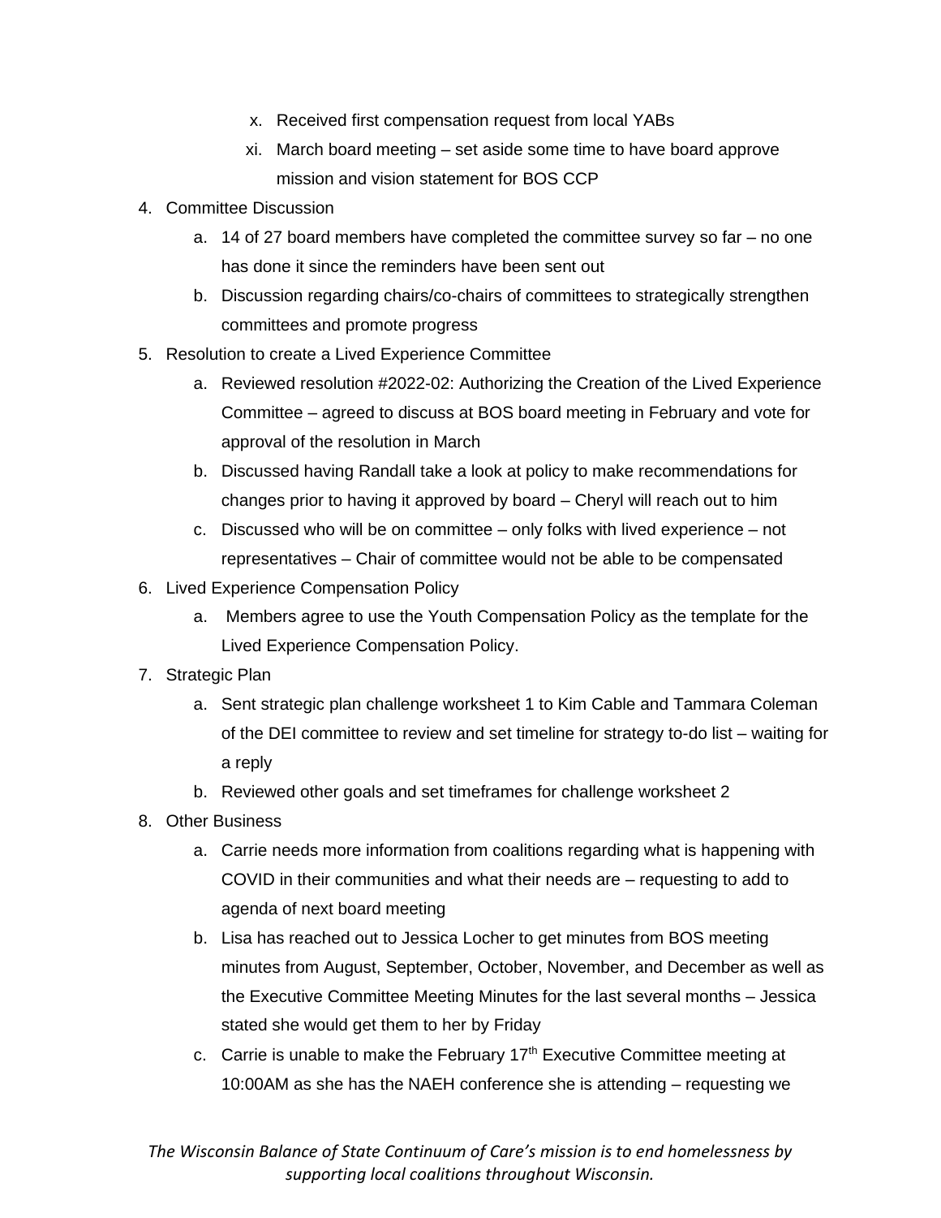x. Received first compensation request from local YABs
    xi. March board meeting – set aside some time to have board approve mission and vision statement for BOS CCP

4. Committee Discussion
    a. 14 of 27 board members have completed the committee survey so far – no one has done it since the reminders have been sent out
    b. Discussion regarding chairs/co-chairs of committees to strategically strengthen committees and promote progress
5. Resolution to create a Lived Experience Committee
    a. Reviewed resolution #2022-02: Authorizing the Creation of the Lived Experience Committee – agreed to discuss at BOS board meeting in February and vote for approval of the resolution in March
    b. Discussed having Randall take a look at policy to make recommendations for changes prior to having it approved by board – Cheryl will reach out to him
    c. Discussed who will be on committee – only folks with lived experience – not representatives – Chair of committee would not be able to be compensated
6. Lived Experience Compensation Policy
    a. Members agree to use the Youth Compensation Policy as the template for the Lived Experience Compensation Policy.
7. Strategic Plan
    a. Sent strategic plan challenge worksheet 1 to Kim Cable and Tammara Coleman of the DEI committee to review and set timeline for strategy to-do list – waiting for a reply
    b. Reviewed other goals and set timeframes for challenge worksheet 2
8. Other Business
    a. Carrie needs more information from coalitions regarding what is happening with COVID in their communities and what their needs are – requesting to add to agenda of next board meeting
    b. Lisa has reached out to Jessica Locher to get minutes from BOS meeting minutes from August, September, October, November, and December as well as the Executive Committee Meeting Minutes for the last several months – Jessica stated she would get them to her by Friday
    c. Carrie is unable to make the February 17th Executive Committee meeting at 10:00AM as she has the NAEH conference she is attending – requesting we

*The Wisconsin Balance of State Continuum of Care's mission is to end homelessness by supporting local coalitions throughout Wisconsin.*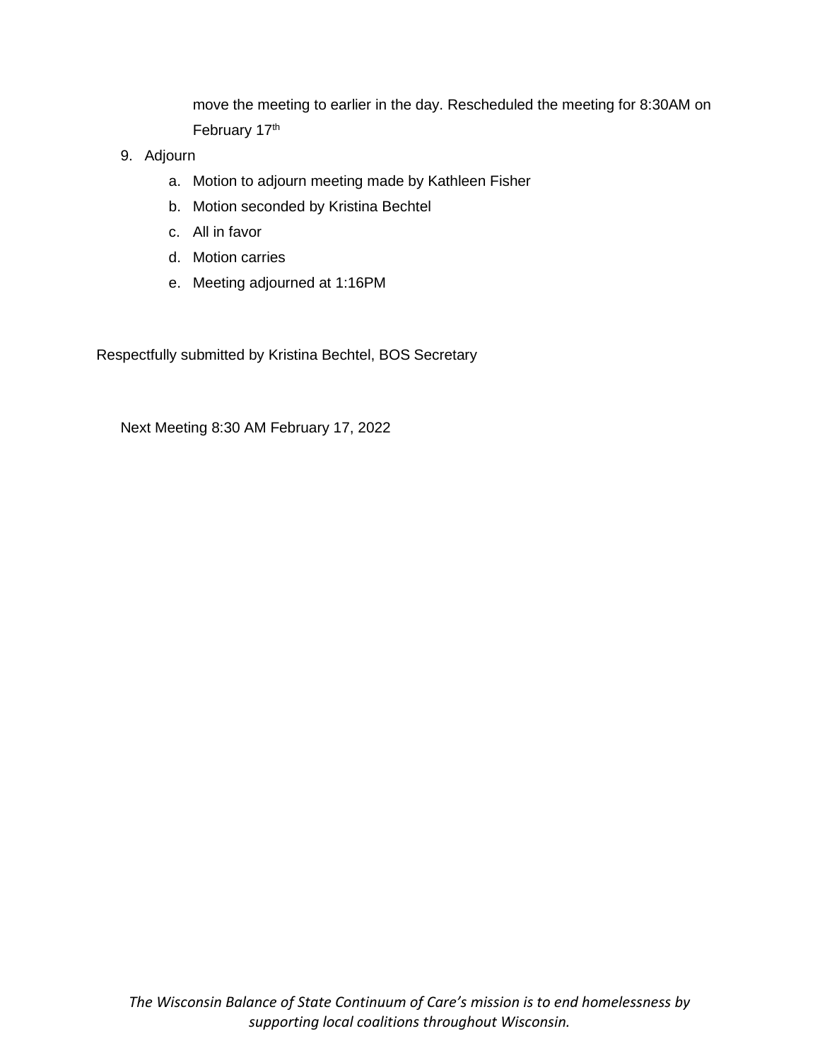move the meeting to earlier in the day. Rescheduled the meeting for 8:30AM on February 17th

9. Adjourn
    a. Motion to adjourn meeting made by Kathleen Fisher
    b. Motion seconded by Kristina Bechtel
    c. All in favor
    d. Motion carries
    e. Meeting adjourned at 1:16PM

Respectfully submitted by Kristina Bechtel, BOS Secretary

Next Meeting 8:30 AM February 17, 2022

*The Wisconsin Balance of State Continuum of Care's mission is to end homelessness by supporting local coalitions throughout Wisconsin.*